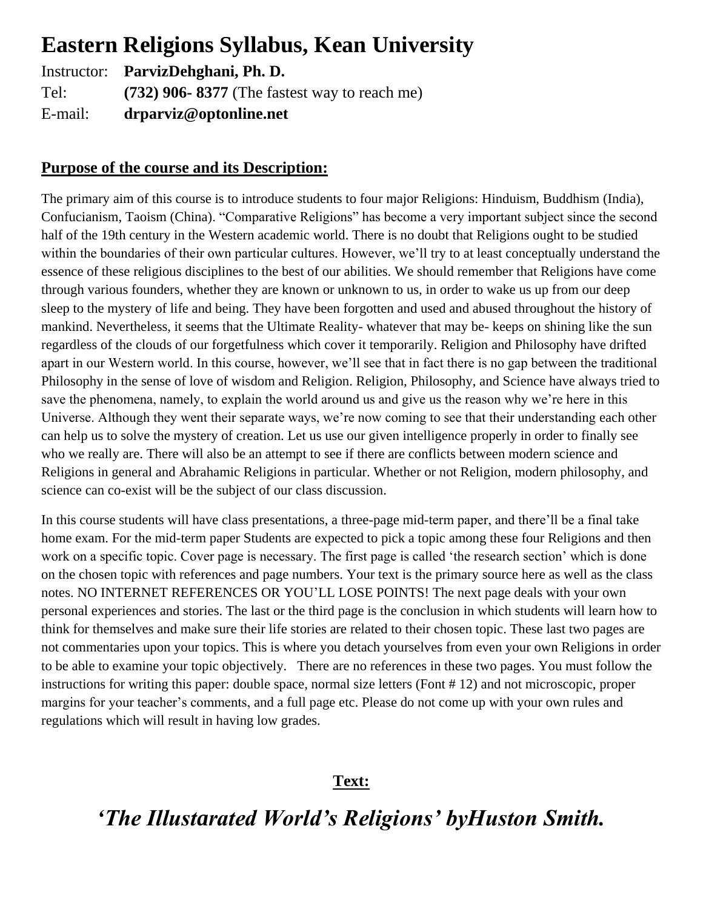# Eastern Religions Syllabus, Kean University

Instructor: **ParvizDehghani, Ph. D.**
Tel: **(732) 906- 8377** (The fastest way to reach me)
E-mail: **drparviz@optonline.net**

## Purpose of the course and its Description:

The primary aim of this course is to introduce students to four major Religions: Hinduism, Buddhism (India), Confucianism, Taoism (China). "Comparative Religions" has become a very important subject since the second half of the 19th century in the Western academic world. There is no doubt that Religions ought to be studied within the boundaries of their own particular cultures. However, we'll try to at least conceptually understand the essence of these religious disciplines to the best of our abilities. We should remember that Religions have come through various founders, whether they are known or unknown to us, in order to wake us up from our deep sleep to the mystery of life and being. They have been forgotten and used and abused throughout the history of mankind. Nevertheless, it seems that the Ultimate Reality- whatever that may be- keeps on shining like the sun regardless of the clouds of our forgetfulness which cover it temporarily. Religion and Philosophy have drifted apart in our Western world. In this course, however, we'll see that in fact there is no gap between the traditional Philosophy in the sense of love of wisdom and Religion. Religion, Philosophy, and Science have always tried to save the phenomena, namely, to explain the world around us and give us the reason why we're here in this Universe. Although they went their separate ways, we're now coming to see that their understanding each other can help us to solve the mystery of creation. Let us use our given intelligence properly in order to finally see who we really are. There will also be an attempt to see if there are conflicts between modern science and Religions in general and Abrahamic Religions in particular. Whether or not Religion, modern philosophy, and science can co-exist will be the subject of our class discussion.

In this course students will have class presentations, a three-page mid-term paper, and there'll be a final take home exam. For the mid-term paper Students are expected to pick a topic among these four Religions and then work on a specific topic. Cover page is necessary. The first page is called 'the research section' which is done on the chosen topic with references and page numbers. Your text is the primary source here as well as the class notes. NO INTERNET REFERENCES OR YOU'LL LOSE POINTS! The next page deals with your own personal experiences and stories. The last or the third page is the conclusion in which students will learn how to think for themselves and make sure their life stories are related to their chosen topic. These last two pages are not commentaries upon your topics. This is where you detach yourselves from even your own Religions in order to be able to examine your topic objectively. There are no references in these two pages. You must follow the instructions for writing this paper: double space, normal size letters (Font # 12) and not microscopic, proper margins for your teacher's comments, and a full page etc. Please do not come up with your own rules and regulations which will result in having low grades.

## Text:

## *'The Illustarated World's Religions' byHuston Smith.*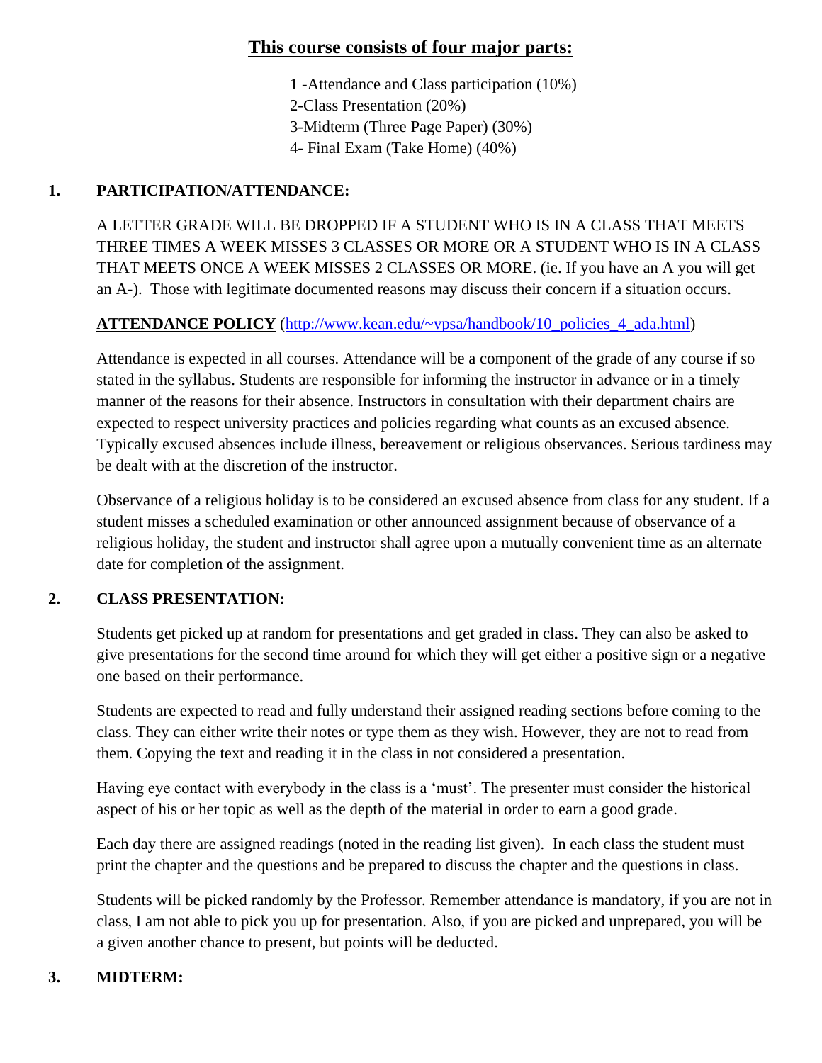## This course consists of four major parts:

1 -Attendance and Class participation (10%)
2-Class Presentation (20%)
3-Midterm (Three Page Paper) (30%)
4- Final Exam (Take Home) (40%)

### 1. PARTICIPATION/ATTENDANCE:

A LETTER GRADE WILL BE DROPPED IF A STUDENT WHO IS IN A CLASS THAT MEETS THREE TIMES A WEEK MISSES 3 CLASSES OR MORE OR A STUDENT WHO IS IN A CLASS THAT MEETS ONCE A WEEK MISSES 2 CLASSES OR MORE. (ie. If you have an A you will get an A-). Those with legitimate documented reasons may discuss their concern if a situation occurs.

**ATTENDANCE POLICY** (http://www.kean.edu/~vpsa/handbook/10_policies_4_ada.html)

Attendance is expected in all courses. Attendance will be a component of the grade of any course if so stated in the syllabus. Students are responsible for informing the instructor in advance or in a timely manner of the reasons for their absence. Instructors in consultation with their department chairs are expected to respect university practices and policies regarding what counts as an excused absence. Typically excused absences include illness, bereavement or religious observances. Serious tardiness may be dealt with at the discretion of the instructor.

Observance of a religious holiday is to be considered an excused absence from class for any student. If a student misses a scheduled examination or other announced assignment because of observance of a religious holiday, the student and instructor shall agree upon a mutually convenient time as an alternate date for completion of the assignment.

### 2. CLASS PRESENTATION:

Students get picked up at random for presentations and get graded in class. They can also be asked to give presentations for the second time around for which they will get either a positive sign or a negative one based on their performance.

Students are expected to read and fully understand their assigned reading sections before coming to the class. They can either write their notes or type them as they wish. However, they are not to read from them. Copying the text and reading it in the class in not considered a presentation.

Having eye contact with everybody in the class is a 'must'. The presenter must consider the historical aspect of his or her topic as well as the depth of the material in order to earn a good grade.

Each day there are assigned readings (noted in the reading list given). In each class the student must print the chapter and the questions and be prepared to discuss the chapter and the questions in class.

Students will be picked randomly by the Professor. Remember attendance is mandatory, if you are not in class, I am not able to pick you up for presentation. Also, if you are picked and unprepared, you will be a given another chance to present, but points will be deducted.

### 3. MIDTERM: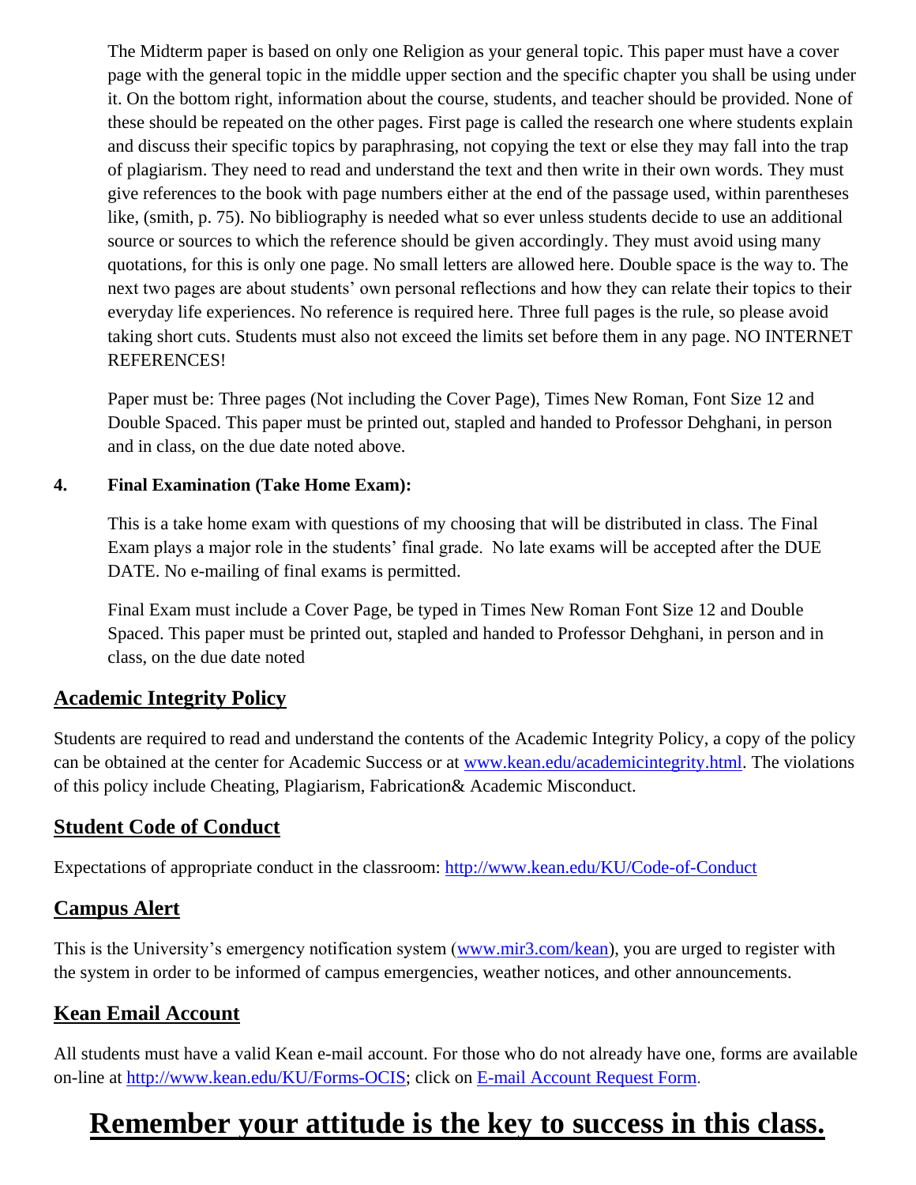The Midterm paper is based on only one Religion as your general topic. This paper must have a cover page with the general topic in the middle upper section and the specific chapter you shall be using under it. On the bottom right, information about the course, students, and teacher should be provided. None of these should be repeated on the other pages. First page is called the research one where students explain and discuss their specific topics by paraphrasing, not copying the text or else they may fall into the trap of plagiarism. They need to read and understand the text and then write in their own words. They must give references to the book with page numbers either at the end of the passage used, within parentheses like, (smith, p. 75). No bibliography is needed what so ever unless students decide to use an additional source or sources to which the reference should be given accordingly. They must avoid using many quotations, for this is only one page. No small letters are allowed here. Double space is the way to. The next two pages are about students' own personal reflections and how they can relate their topics to their everyday life experiences. No reference is required here. Three full pages is the rule, so please avoid taking short cuts. Students must also not exceed the limits set before them in any page. NO INTERNET REFERENCES!

Paper must be: Three pages (Not including the Cover Page), Times New Roman, Font Size 12 and Double Spaced. This paper must be printed out, stapled and handed to Professor Dehghani, in person and in class, on the due date noted above.

**4. Final Examination (Take Home Exam):**

This is a take home exam with questions of my choosing that will be distributed in class. The Final Exam plays a major role in the students' final grade. No late exams will be accepted after the DUE DATE. No e-mailing of final exams is permitted.

Final Exam must include a Cover Page, be typed in Times New Roman Font Size 12 and Double Spaced. This paper must be printed out, stapled and handed to Professor Dehghani, in person and in class, on the due date noted

## Academic Integrity Policy

Students are required to read and understand the contents of the Academic Integrity Policy, a copy of the policy can be obtained at the center for Academic Success or at www.kean.edu/academicintegrity.html. The violations of this policy include Cheating, Plagiarism, Fabrication& Academic Misconduct.

## Student Code of Conduct

Expectations of appropriate conduct in the classroom: http://www.kean.edu/KU/Code-of-Conduct

## Campus Alert

This is the University's emergency notification system (www.mir3.com/kean), you are urged to register with the system in order to be informed of campus emergencies, weather notices, and other announcements.

## Kean Email Account

All students must have a valid Kean e-mail account. For those who do not already have one, forms are available on-line at http://www.kean.edu/KU/Forms-OCIS; click on E-mail Account Request Form.

# Remember your attitude is the key to success in this class.